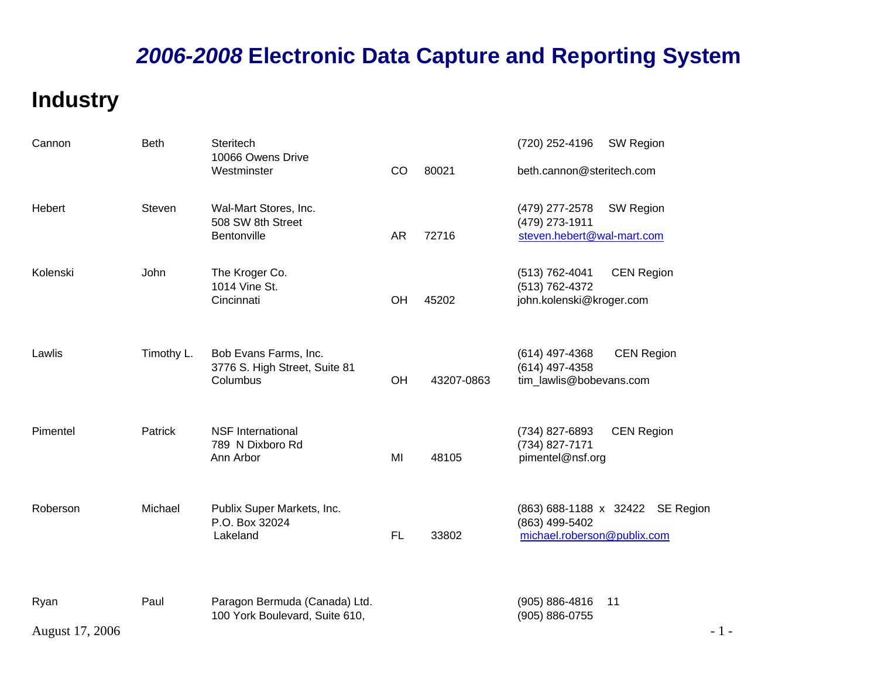# *2006-2008* Electronic Data Capture and Reporting System

## Industry

| Last Name | First Name | Organization / Address | State | Zip | Contact |
|---|---|---|---|---|---|
| Cannon | Beth | Steritech<br>10066 Owens Drive<br>Westminster | CO | 80021 | (720) 252-4196 SW Region<br>beth.cannon@steritech.com |
| Hebert | Steven | Wal-Mart Stores, Inc.<br>508 SW 8th Street<br>Bentonville | AR | 72716 | (479) 277-2578 SW Region<br>(479) 273-1911<br>steven.hebert@wal-mart.com |
| Kolenski | John | The Kroger Co.<br>1014 Vine St.<br>Cincinnati | OH | 45202 | (513) 762-4041 CEN Region<br>(513) 762-4372<br>john.kolenski@kroger.com |
| Lawlis | Timothy L. | Bob Evans Farms, Inc.<br>3776 S. High Street, Suite 81<br>Columbus | OH | 43207-0863 | (614) 497-4368 CEN Region<br>(614) 497-4358<br>tim_lawlis@bobevans.com |
| Pimentel | Patrick | NSF International<br>789 N Dixboro Rd<br>Ann Arbor | MI | 48105 | (734) 827-6893 CEN Region<br>(734) 827-7171<br>pimentel@nsf.org |
| Roberson | Michael | Publix Super Markets, Inc.<br>P.O. Box 32024<br>Lakeland | FL | 33802 | (863) 688-1188 x 32422 SE Region<br>(863) 499-5402<br>michael.roberson@publix.com |
| Ryan | Paul | Paragon Bermuda (Canada) Ltd.<br>100 York Boulevard, Suite 610, | | | (905) 886-4816 11<br>(905) 886-0755 |

August 17, 2006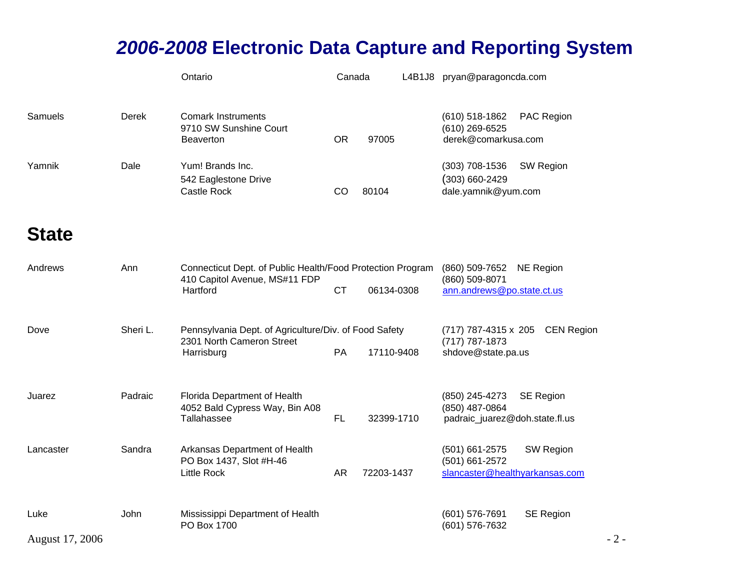# *2006-2008* Electronic Data Capture and Reporting System

| | | | | | |
|---|---|---|---|---|---|
| | | Ontario | Canada | L4B1J8 | pryan@paragoncda.com |
| Samuels | Derek | Comark Instruments<br>9710 SW Sunshine Court<br>Beaverton | OR | 97005 | (610) 518-1862 PAC Region<br>(610) 269-6525<br>derek@comarkusa.com |
| Yamnik | Dale | Yum! Brands Inc.<br>542 Eaglestone Drive<br>Castle Rock | CO | 80104 | (303) 708-1536 SW Region<br>(303) 660-2429<br>dale.yamnik@yum.com |

## State

| | | | | | |
|---|---|---|---|---|---|
| Andrews | Ann | Connecticut Dept. of Public Health/Food Protection Program<br>410 Capitol Avenue, MS#11 FDP<br>Hartford | CT | 06134-0308 | (860) 509-7652 NE Region<br>(860) 509-8071<br>ann.andrews@po.state.ct.us |
| Dove | Sheri L. | Pennsylvania Dept. of Agriculture/Div. of Food Safety<br>2301 North Cameron Street<br>Harrisburg | PA | 17110-9408 | (717) 787-4315 x 205 CEN Region<br>(717) 787-1873<br>shdove@state.pa.us |
| Juarez | Padraic | Florida Department of Health<br>4052 Bald Cypress Way, Bin A08<br>Tallahassee | FL | 32399-1710 | (850) 245-4273 SE Region<br>(850) 487-0864<br>padraic_juarez@doh.state.fl.us |
| Lancaster | Sandra | Arkansas Department of Health<br>PO Box 1437, Slot #H-46<br>Little Rock | AR | 72203-1437 | (501) 661-2575 SW Region<br>(501) 661-2572<br>slancaster@healthyarkansas.com |
| Luke | John | Mississippi Department of Health<br>PO Box 1700 | | | (601) 576-7691 SE Region<br>(601) 576-7632 |

August 17, 2006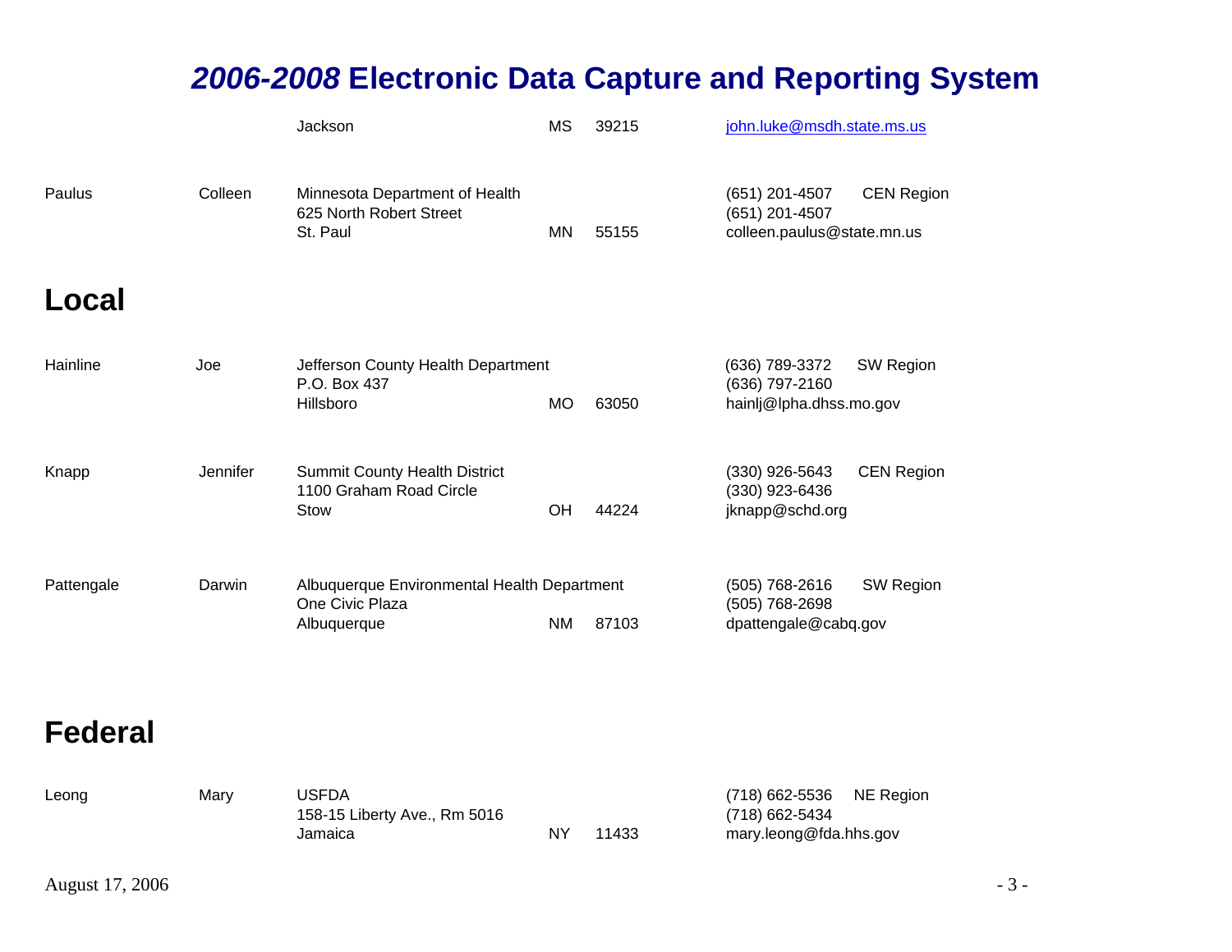| | | | | | | |
|---|---|---|---|---|---|---|
| | | Jackson | MS | 39215 | john.luke@msdh.state.ms.us | |
| Paulus | Colleen | Minnesota Department of Health<br>625 North Robert Street<br>St. Paul | MN | 55155 | (651) 201-4507<br>(651) 201-4507<br>colleen.paulus@state.mn.us | CEN Region |

## Local

| | | | | | | |
|---|---|---|---|---|---|---|
| Hainline | Joe | Jefferson County Health Department<br>P.O. Box 437<br>Hillsboro | MO | 63050 | (636) 789-3372<br>(636) 797-2160<br>hainlj@lpha.dhss.mo.gov | SW Region |
| Knapp | Jennifer | Summit County Health District<br>1100 Graham Road Circle<br>Stow | OH | 44224 | (330) 926-5643<br>(330) 923-6436<br>jknapp@schd.org | CEN Region |
| Pattengale | Darwin | Albuquerque Environmental Health Department<br>One Civic Plaza<br>Albuquerque | NM | 87103 | (505) 768-2616<br>(505) 768-2698<br>dpattengale@cabq.gov | SW Region |

## Federal

| | | | | | | |
|---|---|---|---|---|---|---|
| Leong | Mary | USFDA<br>158-15 Liberty Ave., Rm 5016<br>Jamaica | NY | 11433 | (718) 662-5536<br>(718) 662-5434<br>mary.leong@fda.hhs.gov | NE Region |

August 17, 2006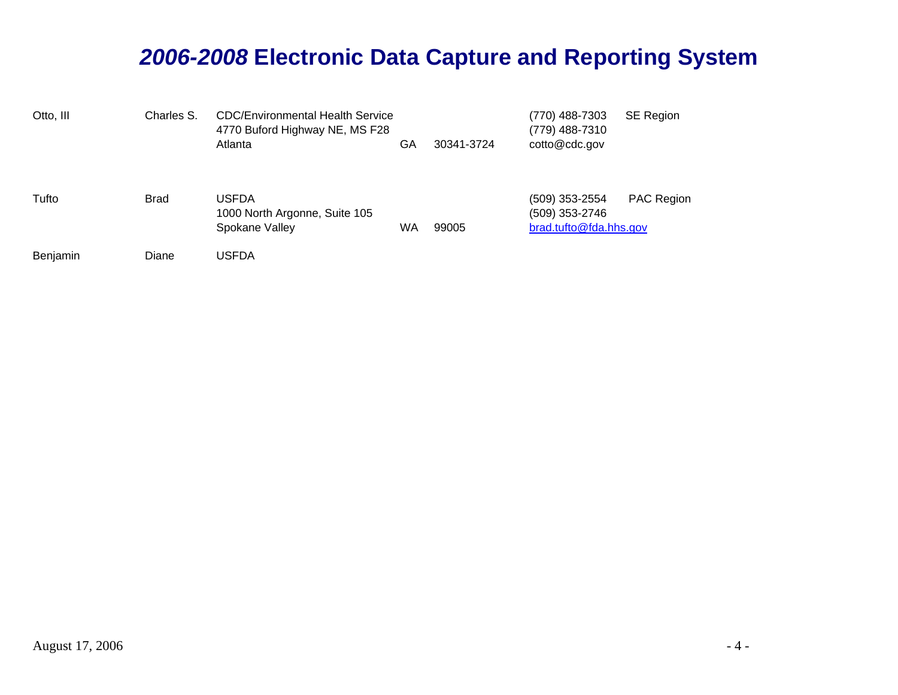# *2006-2008* Electronic Data Capture and Reporting System

| | | | | | | |
|---|---|---|---|---|---|---|
| Otto, III | Charles S. | CDC/Environmental Health Service<br>4770 Buford Highway NE, MS F28<br>Atlanta | GA | 30341-3724 | (770) 488-7303<br>(779) 488-7310<br>cotto@cdc.gov | SE Region |
| Tufto | Brad | USFDA<br>1000 North Argonne, Suite 105<br>Spokane Valley | WA | 99005 | (509) 353-2554<br>(509) 353-2746<br>brad.tufto@fda.hhs.gov | PAC Region |
| Benjamin | Diane | USFDA | | | | |

August 17, 2006